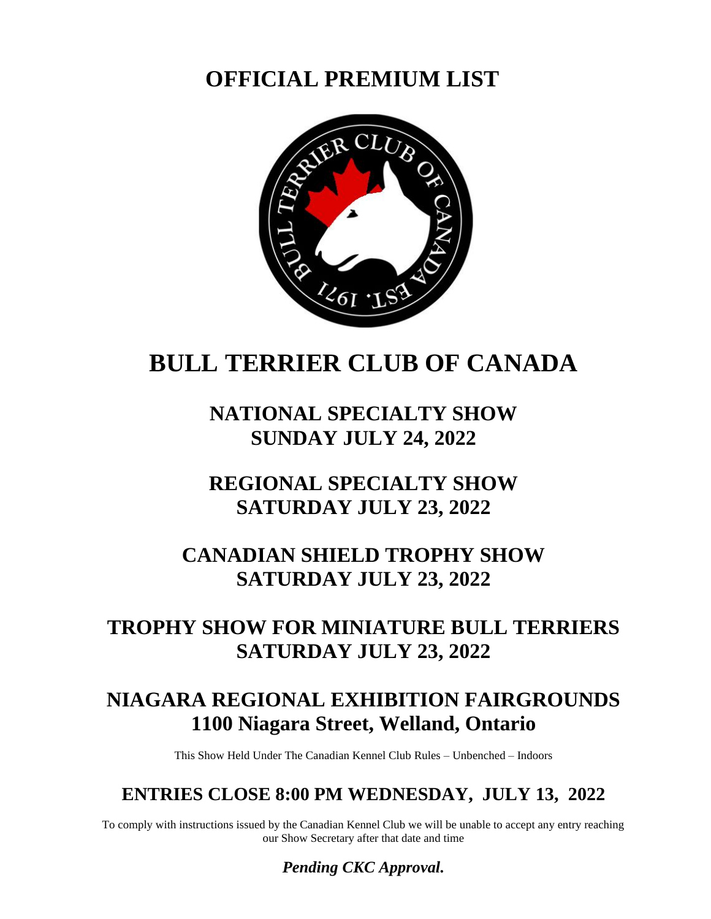# OFFICIAL PREMIUM LIST

# BULL TERRIER CLUB OF CANADA

## NATIONAL SPECIALTY SHOW
## SUNDAY JULY 24, 2022

## REGIONAL SPECIALTY SHOW
## SATURDAY JULY 23, 2022

## CANADIAN SHIELD TROPHY SHOW
## SATURDAY JULY 23, 2022

## TROPHY SHOW FOR MINIATURE BULL TERRIERS
## SATURDAY JULY 23, 2022

## NIAGARA REGIONAL EXHIBITION FAIRGROUNDS
## 1100 Niagara Street, Welland, Ontario

This Show Held Under The Canadian Kennel Club Rules – Unbenched – Indoors

## ENTRIES CLOSE 8:00 PM WEDNESDAY, JULY 13, 2022

To comply with instructions issued by the Canadian Kennel Club we will be unable to accept any entry reaching our Show Secretary after that date and time

***Pending CKC Approval.***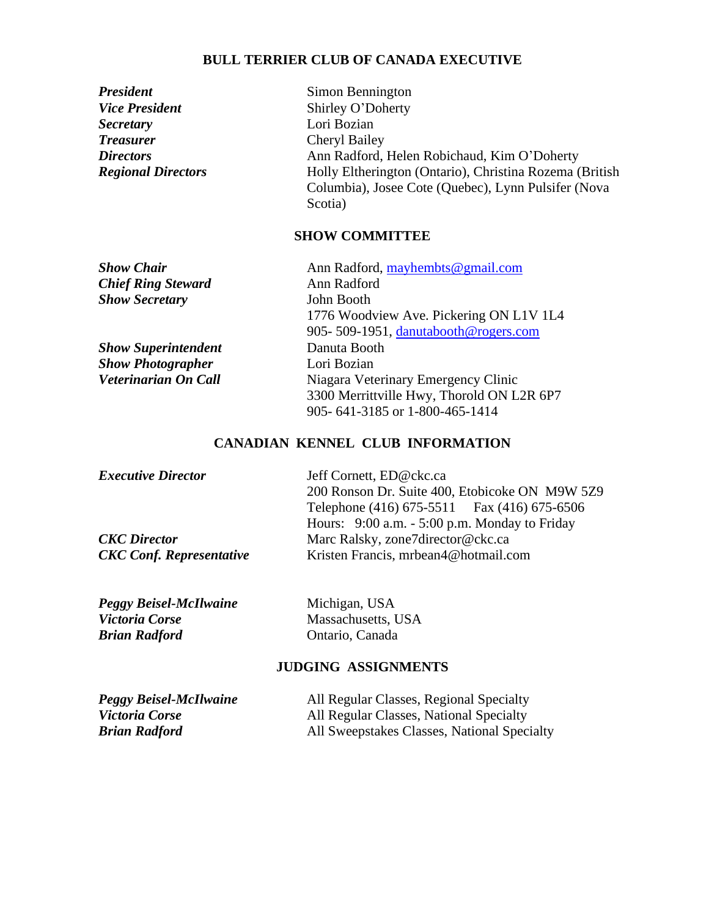## BULL TERRIER CLUB OF CANADA EXECUTIVE

| | |
|---|---|
| ***President*** | Simon Bennington |
| ***Vice President*** | Shirley O'Doherty |
| ***Secretary*** | Lori Bozian |
| ***Treasurer*** | Cheryl Bailey |
| ***Directors*** | Ann Radford, Helen Robichaud, Kim O'Doherty |
| ***Regional Directors*** | Holly Eltherington (Ontario), Christina Rozema (British Columbia), Josee Cote (Quebec), Lynn Pulsifer (Nova Scotia) |

## SHOW COMMITTEE

| | |
|---|---|
| ***Show Chair*** | Ann Radford, mayhembts@gmail.com |
| ***Chief Ring Steward*** | Ann Radford |
| ***Show Secretary*** | John Booth<br>1776 Woodview Ave. Pickering ON L1V 1L4<br>905- 509-1951, danutabooth@rogers.com |
| ***Show Superintendent*** | Danuta Booth |
| ***Show Photographer*** | Lori Bozian |
| ***Veterinarian On Call*** | Niagara Veterinary Emergency Clinic<br>3300 Merrittville Hwy, Thorold ON L2R 6P7<br>905- 641-3185 or 1-800-465-1414 |

## CANADIAN KENNEL CLUB INFORMATION

| | |
|---|---|
| ***Executive Director*** | Jeff Cornett, ED@ckc.ca<br>200 Ronson Dr. Suite 400, Etobicoke ON M9W 5Z9<br>Telephone (416) 675-5511 Fax (416) 675-6506<br>Hours: 9:00 a.m. - 5:00 p.m. Monday to Friday |
| ***CKC Director*** | Marc Ralsky, zone7director@ckc.ca |
| ***CKC Conf. Representative*** | Kristen Francis, mrbean4@hotmail.com |

| | |
|---|---|
| ***Peggy Beisel-McIlwaine*** | Michigan, USA |
| ***Victoria Corse*** | Massachusetts, USA |
| ***Brian Radford*** | Ontario, Canada |

## JUDGING ASSIGNMENTS

| | |
|---|---|
| ***Peggy Beisel-McIlwaine*** | All Regular Classes, Regional Specialty |
| ***Victoria Corse*** | All Regular Classes, National Specialty |
| ***Brian Radford*** | All Sweepstakes Classes, National Specialty |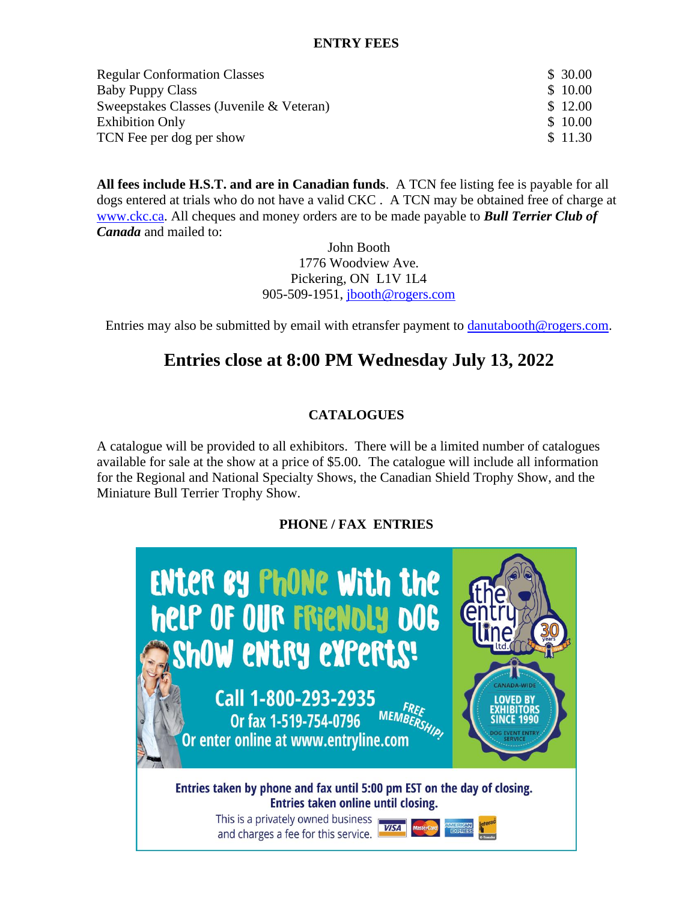## ENTRY FEES

| | |
|---|---|
| Regular Conformation Classes | $ 30.00 |
| Baby Puppy Class | $ 10.00 |
| Sweepstakes Classes (Juvenile & Veteran) | $ 12.00 |
| Exhibition Only | $ 10.00 |
| TCN Fee per dog per show | $ 11.30 |

**All fees include H.S.T. and are in Canadian funds**. A TCN fee listing fee is payable for all dogs entered at trials who do not have a valid CKC . A TCN may be obtained free of charge at www.ckc.ca. All cheques and money orders are to be made payable to ***Bull Terrier Club of Canada*** and mailed to:

John Booth
1776 Woodview Ave.
Pickering, ON L1V 1L4
905-509-1951, jbooth@rogers.com

Entries may also be submitted by email with etransfer payment to danutabooth@rogers.com.

# Entries close at 8:00 PM Wednesday July 13, 2022

## CATALOGUES

A catalogue will be provided to all exhibitors. There will be a limited number of catalogues available for sale at the show at a price of $5.00. The catalogue will include all information for the Regional and National Specialty Shows, the Canadian Shield Trophy Show, and the Miniature Bull Terrier Trophy Show.

## PHONE / FAX ENTRIES

Enter by Phone with the help of our friendly dog show entry experts!

Call 1-800-293-2935
Or fax 1-519-754-0796
Or enter online at www.entryline.com

FREE MEMBERSHIP!

the entry line ltd. 30 years

CANADA-WIDE
LOVED BY EXHIBITORS SINCE 1990
DOG EVENT ENTRY SERVICE

**Entries taken by phone and fax until 5:00 pm EST on the day of closing.**
**Entries taken online until closing.**

This is a privately owned business and charges a fee for this service.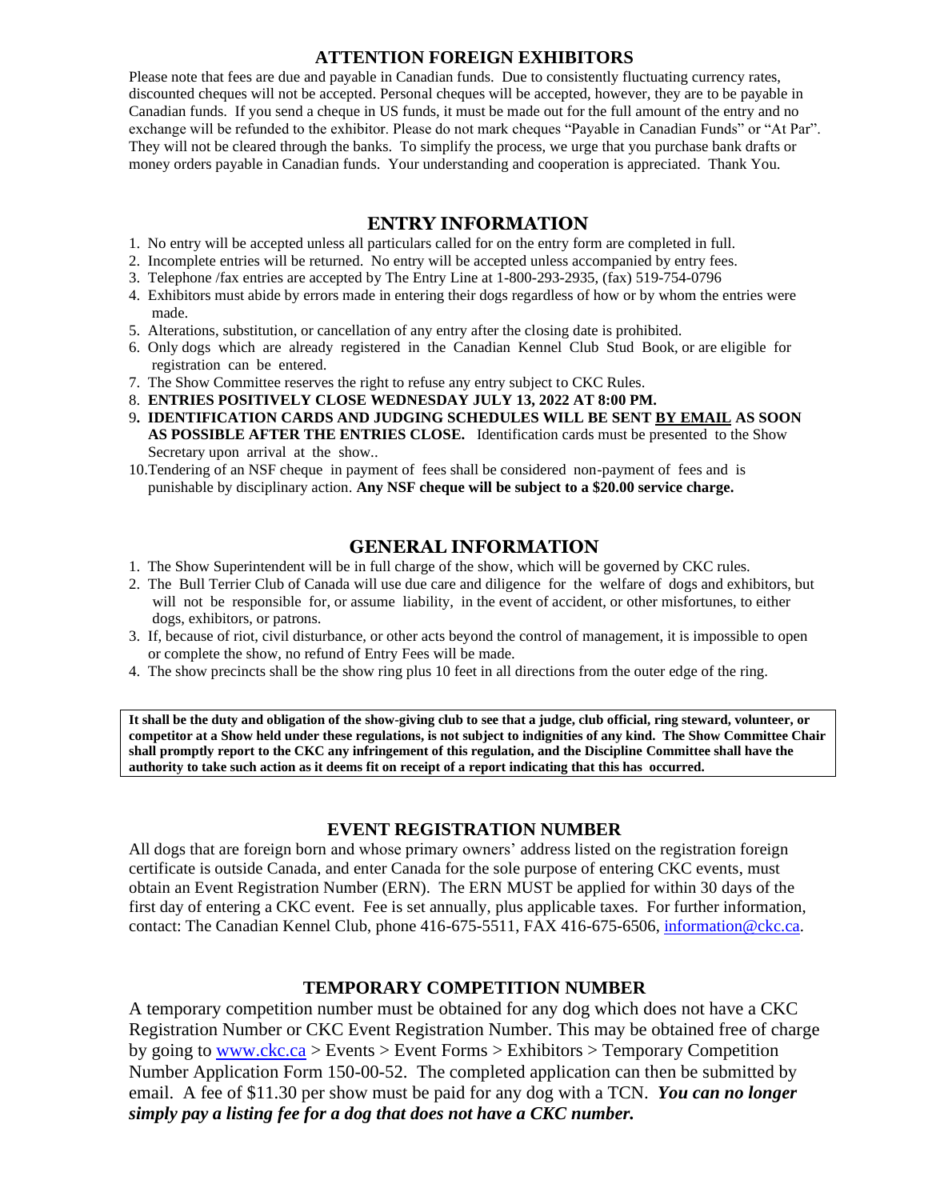## ATTENTION FOREIGN EXHIBITORS

Please note that fees are due and payable in Canadian funds. Due to consistently fluctuating currency rates, discounted cheques will not be accepted. Personal cheques will be accepted, however, they are to be payable in Canadian funds. If you send a cheque in US funds, it must be made out for the full amount of the entry and no exchange will be refunded to the exhibitor. Please do not mark cheques "Payable in Canadian Funds" or "At Par". They will not be cleared through the banks. To simplify the process, we urge that you purchase bank drafts or money orders payable in Canadian funds. Your understanding and cooperation is appreciated. Thank You.

## ENTRY INFORMATION

1. No entry will be accepted unless all particulars called for on the entry form are completed in full.
2. Incomplete entries will be returned. No entry will be accepted unless accompanied by entry fees.
3. Telephone /fax entries are accepted by The Entry Line at 1-800-293-2935, (fax) 519-754-0796
4. Exhibitors must abide by errors made in entering their dogs regardless of how or by whom the entries were made.
5. Alterations, substitution, or cancellation of any entry after the closing date is prohibited.
6. Only dogs which are already registered in the Canadian Kennel Club Stud Book, or are eligible for registration can be entered.
7. The Show Committee reserves the right to refuse any entry subject to CKC Rules.
8. **ENTRIES POSITIVELY CLOSE WEDNESDAY JULY 13, 2022 AT 8:00 PM.**
9. **IDENTIFICATION CARDS AND JUDGING SCHEDULES WILL BE SENT BY EMAIL AS SOON AS POSSIBLE AFTER THE ENTRIES CLOSE.** Identification cards must be presented to the Show Secretary upon arrival at the show..
10. Tendering of an NSF cheque in payment of fees shall be considered non-payment of fees and is punishable by disciplinary action. **Any NSF cheque will be subject to a $20.00 service charge.**

## GENERAL INFORMATION

1. The Show Superintendent will be in full charge of the show, which will be governed by CKC rules.
2. The Bull Terrier Club of Canada will use due care and diligence for the welfare of dogs and exhibitors, but will not be responsible for, or assume liability, in the event of accident, or other misfortunes, to either dogs, exhibitors, or patrons.
3. If, because of riot, civil disturbance, or other acts beyond the control of management, it is impossible to open or complete the show, no refund of Entry Fees will be made.
4. The show precincts shall be the show ring plus 10 feet in all directions from the outer edge of the ring.

**It shall be the duty and obligation of the show-giving club to see that a judge, club official, ring steward, volunteer, or competitor at a Show held under these regulations, is not subject to indignities of any kind. The Show Committee Chair shall promptly report to the CKC any infringement of this regulation, and the Discipline Committee shall have the authority to take such action as it deems fit on receipt of a report indicating that this has occurred.**

## EVENT REGISTRATION NUMBER

All dogs that are foreign born and whose primary owners' address listed on the registration foreign certificate is outside Canada, and enter Canada for the sole purpose of entering CKC events, must obtain an Event Registration Number (ERN). The ERN MUST be applied for within 30 days of the first day of entering a CKC event. Fee is set annually, plus applicable taxes. For further information, contact: The Canadian Kennel Club, phone 416-675-5511, FAX 416-675-6506, information@ckc.ca.

## TEMPORARY COMPETITION NUMBER

A temporary competition number must be obtained for any dog which does not have a CKC Registration Number or CKC Event Registration Number. This may be obtained free of charge by going to www.ckc.ca > Events > Event Forms > Exhibitors > Temporary Competition Number Application Form 150-00-52. The completed application can then be submitted by email. A fee of $11.30 per show must be paid for any dog with a TCN. ***You can no longer simply pay a listing fee for a dog that does not have a CKC number.***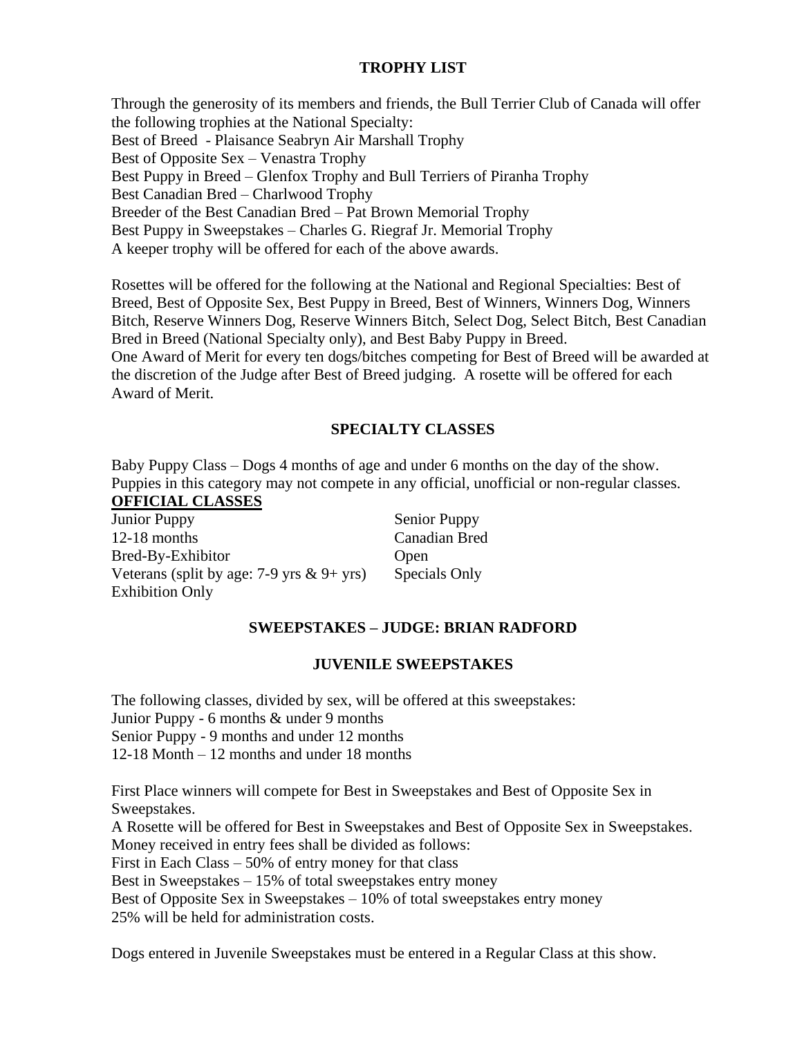## TROPHY LIST

Through the generosity of its members and friends, the Bull Terrier Club of Canada will offer the following trophies at the National Specialty:
Best of Breed - Plaisance Seabryn Air Marshall Trophy
Best of Opposite Sex – Venastra Trophy
Best Puppy in Breed – Glenfox Trophy and Bull Terriers of Piranha Trophy
Best Canadian Bred – Charlwood Trophy
Breeder of the Best Canadian Bred – Pat Brown Memorial Trophy
Best Puppy in Sweepstakes – Charles G. Riegraf Jr. Memorial Trophy
A keeper trophy will be offered for each of the above awards.

Rosettes will be offered for the following at the National and Regional Specialties: Best of Breed, Best of Opposite Sex, Best Puppy in Breed, Best of Winners, Winners Dog, Winners Bitch, Reserve Winners Dog, Reserve Winners Bitch, Select Dog, Select Bitch, Best Canadian Bred in Breed (National Specialty only), and Best Baby Puppy in Breed.
One Award of Merit for every ten dogs/bitches competing for Best of Breed will be awarded at the discretion of the Judge after Best of Breed judging. A rosette will be offered for each Award of Merit.

## SPECIALTY CLASSES

Baby Puppy Class – Dogs 4 months of age and under 6 months on the day of the show. Puppies in this category may not compete in any official, unofficial or non-regular classes.

**OFFICIAL CLASSES**

Junior Puppy
Senior Puppy
12-18 months
Canadian Bred
Bred-By-Exhibitor
Open
Veterans (split by age: 7-9 yrs & 9+ yrs)
Specials Only
Exhibition Only

## SWEEPSTAKES – JUDGE: BRIAN RADFORD

### JUVENILE SWEEPSTAKES

The following classes, divided by sex, will be offered at this sweepstakes:
Junior Puppy - 6 months & under 9 months
Senior Puppy - 9 months and under 12 months
12-18 Month – 12 months and under 18 months

First Place winners will compete for Best in Sweepstakes and Best of Opposite Sex in Sweepstakes.
A Rosette will be offered for Best in Sweepstakes and Best of Opposite Sex in Sweepstakes.
Money received in entry fees shall be divided as follows:
First in Each Class – 50% of entry money for that class
Best in Sweepstakes – 15% of total sweepstakes entry money
Best of Opposite Sex in Sweepstakes – 10% of total sweepstakes entry money
25% will be held for administration costs.

Dogs entered in Juvenile Sweepstakes must be entered in a Regular Class at this show.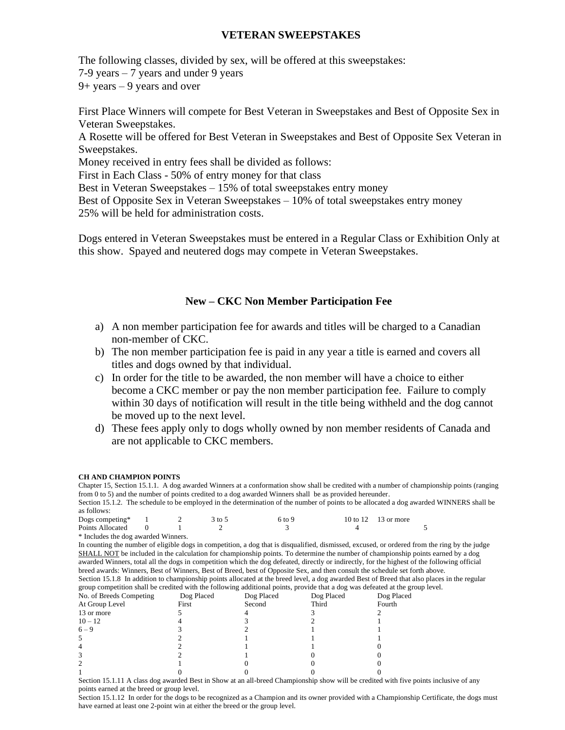## VETERAN SWEEPSTAKES

The following classes, divided by sex, will be offered at this sweepstakes:
7-9 years – 7 years and under 9 years
9+ years – 9 years and over

First Place Winners will compete for Best Veteran in Sweepstakes and Best of Opposite Sex in Veteran Sweepstakes.
A Rosette will be offered for Best Veteran in Sweepstakes and Best of Opposite Sex Veteran in Sweepstakes.
Money received in entry fees shall be divided as follows:
First in Each Class - 50% of entry money for that class
Best in Veteran Sweepstakes – 15% of total sweepstakes entry money
Best of Opposite Sex in Veteran Sweepstakes – 10% of total sweepstakes entry money
25% will be held for administration costs.

Dogs entered in Veteran Sweepstakes must be entered in a Regular Class or Exhibition Only at this show. Spayed and neutered dogs may compete in Veteran Sweepstakes.

## New – CKC Non Member Participation Fee

a) A non member participation fee for awards and titles will be charged to a Canadian non-member of CKC.
b) The non member participation fee is paid in any year a title is earned and covers all titles and dogs owned by that individual.
c) In order for the title to be awarded, the non member will have a choice to either become a CKC member or pay the non member participation fee. Failure to comply within 30 days of notification will result in the title being withheld and the dog cannot be moved up to the next level.
d) These fees apply only to dogs wholly owned by non member residents of Canada and are not applicable to CKC members.

**CH AND CHAMPION POINTS**

Chapter 15, Section 15.1.1. A dog awarded Winners at a conformation show shall be credited with a number of championship points (ranging from 0 to 5) and the number of points credited to a dog awarded Winners shall be as provided hereunder.

Section 15.1.2. The schedule to be employed in the determination of the number of points to be allocated a dog awarded WINNERS shall be as follows:

| Dogs competing* | 1 | 2 | 3 to 5 | 6 to 9 | 10 to 12 | 13 or more |
|---|---|---|---|---|---|---|
| Points Allocated | 0 | 1 | 2 | 3 | 4 | 5 |

\* Includes the dog awarded Winners.

In counting the number of eligible dogs in competition, a dog that is disqualified, dismissed, excused, or ordered from the ring by the judge <u>SHALL NOT</u> be included in the calculation for championship points. To determine the number of championship points earned by a dog awarded Winners, total all the dogs in competition which the dog defeated, directly or indirectly, for the highest of the following official breed awards: Winners, Best of Winners, Best of Breed, best of Opposite Sex, and then consult the schedule set forth above.

Section 15.1.8 In addition to championship points allocated at the breed level, a dog awarded Best of Breed that also places in the regular group competition shall be credited with the following additional points, provide that a dog was defeated at the group level.

| No. of Breeds Competing At Group Level | Dog Placed First | Dog Placed Second | Dog Placed Third | Dog Placed Fourth |
|---|---|---|---|---|
| 13 or more | 5 | 4 | 3 | 2 |
| 10 – 12 | 4 | 3 | 2 | 1 |
| 6 – 9 | 3 | 2 | 1 | 1 |
| 5 | 2 | 1 | 1 | 1 |
| 4 | 2 | 1 | 1 | 0 |
| 3 | 2 | 1 | 0 | 0 |
| 2 | 1 | 0 | 0 | 0 |
| 1 | 0 | 0 | 0 | 0 |

Section 15.1.11 A class dog awarded Best in Show at an all-breed Championship show will be credited with five points inclusive of any points earned at the breed or group level.

Section 15.1.12 In order for the dogs to be recognized as a Champion and its owner provided with a Championship Certificate, the dogs must have earned at least one 2-point win at either the breed or the group level.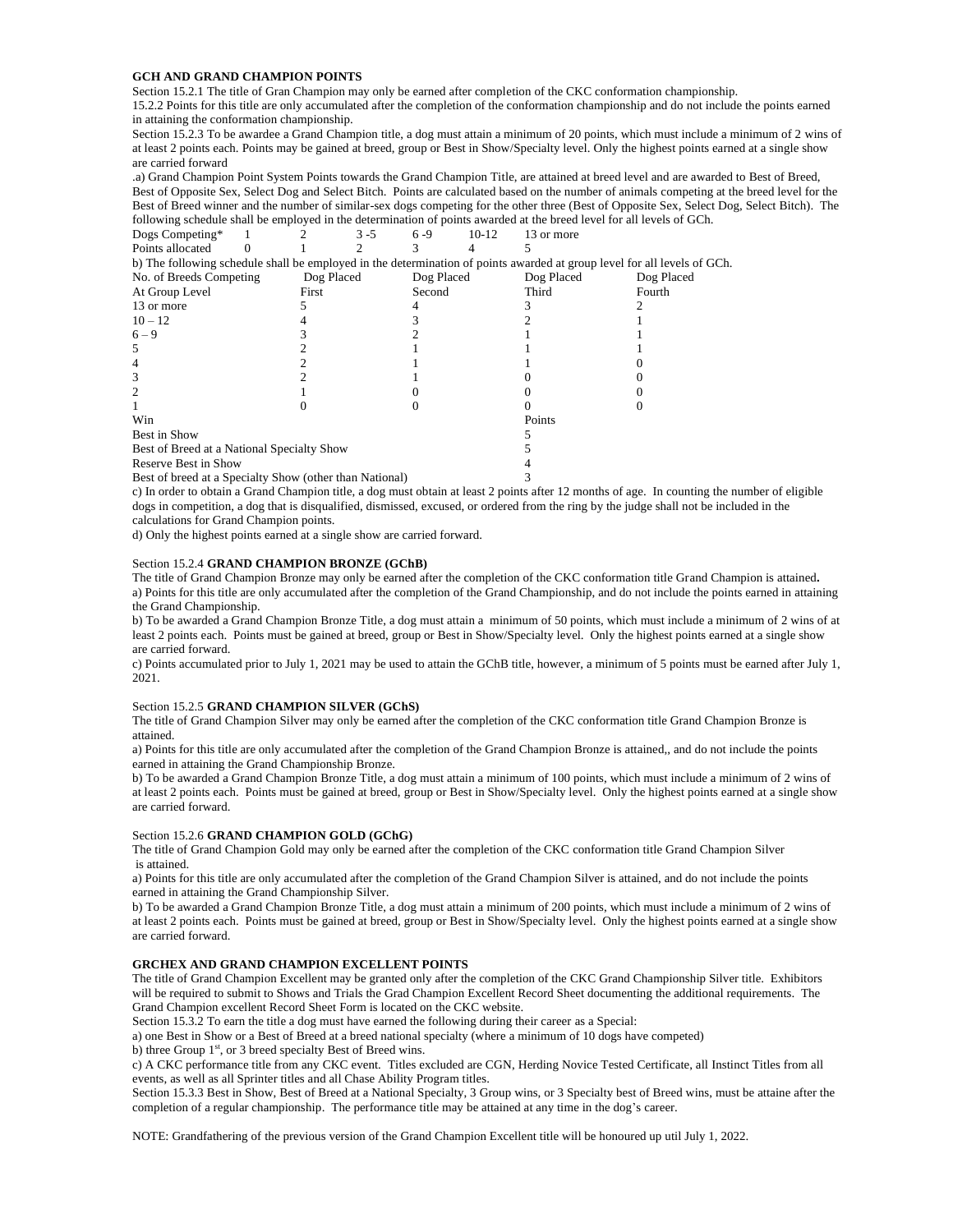**GCH AND GRAND CHAMPION POINTS**

Section 15.2.1 The title of Gran Champion may only be earned after completion of the CKC conformation championship.

15.2.2 Points for this title are only accumulated after the completion of the conformation championship and do not include the points earned in attaining the conformation championship.

Section 15.2.3 To be awardee a Grand Champion title, a dog must attain a minimum of 20 points, which must include a minimum of 2 wins of at least 2 points each. Points may be gained at breed, group or Best in Show/Specialty level. Only the highest points earned at a single show are carried forward

.a) Grand Champion Point System Points towards the Grand Champion Title, are attained at breed level and are awarded to Best of Breed, Best of Opposite Sex, Select Dog and Select Bitch. Points are calculated based on the number of animals competing at the breed level for the Best of Breed winner and the number of similar-sex dogs competing for the other three (Best of Opposite Sex, Select Dog, Select Bitch). The following schedule shall be employed in the determination of points awarded at the breed level for all levels of GCh.

| Dogs Competing* | 1 | 2 | 3 -5 | 6 -9 | 10-12 | 13 or more |
|---|---|---|---|---|---|---|
| Points allocated | 0 | 1 | 2 | 3 | 4 | 5 |

b) The following schedule shall be employed in the determination of points awarded at group level for all levels of GCh.

| No. of Breeds Competing At Group Level | Dog Placed First | Dog Placed Second | Dog Placed Third | Dog Placed Fourth |
|---|---|---|---|---|
| 13 or more | 5 | 4 | 3 | 2 |
| 10 – 12 | 4 | 3 | 2 | 1 |
| 6 – 9 | 3 | 2 | 1 | 1 |
| 5 | 2 | 1 | 1 | 1 |
| 4 | 2 | 1 | 1 | 0 |
| 3 | 2 | 1 | 0 | 0 |
| 2 | 1 | 0 | 0 | 0 |
| 1 | 0 | 0 | 0 | 0 |

| Win | Points |
|---|---|
| Best in Show | 5 |
| Best of Breed at a National Specialty Show | 5 |
| Reserve Best in Show | 4 |
| Best of breed at a Specialty Show (other than National) | 3 |

c) In order to obtain a Grand Champion title, a dog must obtain at least 2 points after 12 months of age. In counting the number of eligible dogs in competition, a dog that is disqualified, dismissed, excused, or ordered from the ring by the judge shall not be included in the calculations for Grand Champion points.

d) Only the highest points earned at a single show are carried forward.

Section 15.2.4 **GRAND CHAMPION BRONZE (GChB)**

The title of Grand Champion Bronze may only be earned after the completion of the CKC conformation title Grand Champion is attained**.**

a) Points for this title are only accumulated after the completion of the Grand Championship, and do not include the points earned in attaining the Grand Championship.

b) To be awarded a Grand Champion Bronze Title, a dog must attain a minimum of 50 points, which must include a minimum of 2 wins of at least 2 points each. Points must be gained at breed, group or Best in Show/Specialty level. Only the highest points earned at a single show are carried forward.

c) Points accumulated prior to July 1, 2021 may be used to attain the GChB title, however, a minimum of 5 points must be earned after July 1, 2021.

Section 15.2.5 **GRAND CHAMPION SILVER (GChS)**

The title of Grand Champion Silver may only be earned after the completion of the CKC conformation title Grand Champion Bronze is attained.

a) Points for this title are only accumulated after the completion of the Grand Champion Bronze is attained,, and do not include the points earned in attaining the Grand Championship Bronze.

b) To be awarded a Grand Champion Bronze Title, a dog must attain a minimum of 100 points, which must include a minimum of 2 wins of at least 2 points each. Points must be gained at breed, group or Best in Show/Specialty level. Only the highest points earned at a single show are carried forward.

Section 15.2.6 **GRAND CHAMPION GOLD (GChG)**

The title of Grand Champion Gold may only be earned after the completion of the CKC conformation title Grand Champion Silver is attained.

a) Points for this title are only accumulated after the completion of the Grand Champion Silver is attained, and do not include the points earned in attaining the Grand Championship Silver.

b) To be awarded a Grand Champion Bronze Title, a dog must attain a minimum of 200 points, which must include a minimum of 2 wins of at least 2 points each. Points must be gained at breed, group or Best in Show/Specialty level. Only the highest points earned at a single show are carried forward.

**GRCHEX AND GRAND CHAMPION EXCELLENT POINTS**

The title of Grand Champion Excellent may be granted only after the completion of the CKC Grand Championship Silver title. Exhibitors will be required to submit to Shows and Trials the Grad Champion Excellent Record Sheet documenting the additional requirements. The Grand Champion excellent Record Sheet Form is located on the CKC website.

Section 15.3.2 To earn the title a dog must have earned the following during their career as a Special:

a) one Best in Show or a Best of Breed at a breed national specialty (where a minimum of 10 dogs have competed)

b) three Group 1st, or 3 breed specialty Best of Breed wins.

c) A CKC performance title from any CKC event. Titles excluded are CGN, Herding Novice Tested Certificate, all Instinct Titles from all events, as well as all Sprinter titles and all Chase Ability Program titles.

Section 15.3.3 Best in Show, Best of Breed at a National Specialty, 3 Group wins, or 3 Specialty best of Breed wins, must be attaine after the completion of a regular championship. The performance title may be attained at any time in the dog's career.

NOTE: Grandfathering of the previous version of the Grand Champion Excellent title will be honoured up util July 1, 2022.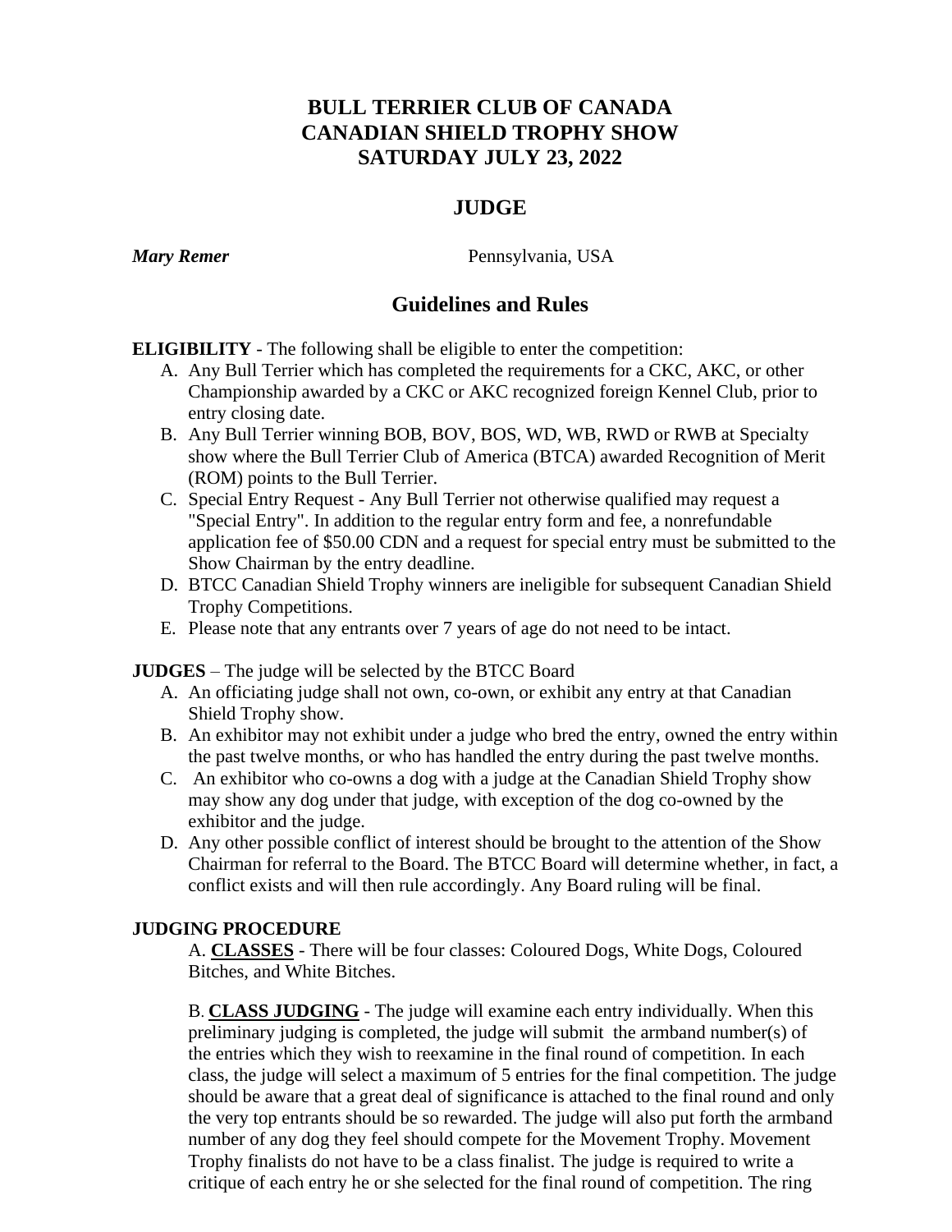# BULL TERRIER CLUB OF CANADA
# CANADIAN SHIELD TROPHY SHOW
# SATURDAY JULY 23, 2022

## JUDGE

***Mary Remer*** Pennsylvania, USA

## Guidelines and Rules

**ELIGIBILITY** - The following shall be eligible to enter the competition:

A. Any Bull Terrier which has completed the requirements for a CKC, AKC, or other Championship awarded by a CKC or AKC recognized foreign Kennel Club, prior to entry closing date.
B. Any Bull Terrier winning BOB, BOV, BOS, WD, WB, RWD or RWB at Specialty show where the Bull Terrier Club of America (BTCA) awarded Recognition of Merit (ROM) points to the Bull Terrier.
C. Special Entry Request - Any Bull Terrier not otherwise qualified may request a "Special Entry". In addition to the regular entry form and fee, a nonrefundable application fee of $50.00 CDN and a request for special entry must be submitted to the Show Chairman by the entry deadline.
D. BTCC Canadian Shield Trophy winners are ineligible for subsequent Canadian Shield Trophy Competitions.
E. Please note that any entrants over 7 years of age do not need to be intact.

**JUDGES** – The judge will be selected by the BTCC Board

A. An officiating judge shall not own, co-own, or exhibit any entry at that Canadian Shield Trophy show.
B. An exhibitor may not exhibit under a judge who bred the entry, owned the entry within the past twelve months, or who has handled the entry during the past twelve months.
C. An exhibitor who co-owns a dog with a judge at the Canadian Shield Trophy show may show any dog under that judge, with exception of the dog co-owned by the exhibitor and the judge.
D. Any other possible conflict of interest should be brought to the attention of the Show Chairman for referral to the Board. The BTCC Board will determine whether, in fact, a conflict exists and will then rule accordingly. Any Board ruling will be final.

**JUDGING PROCEDURE**

A. **CLASSES** - There will be four classes: Coloured Dogs, White Dogs, Coloured Bitches, and White Bitches.

B. **CLASS JUDGING** - The judge will examine each entry individually. When this preliminary judging is completed, the judge will submit the armband number(s) of the entries which they wish to reexamine in the final round of competition. In each class, the judge will select a maximum of 5 entries for the final competition. The judge should be aware that a great deal of significance is attached to the final round and only the very top entrants should be so rewarded. The judge will also put forth the armband number of any dog they feel should compete for the Movement Trophy. Movement Trophy finalists do not have to be a class finalist. The judge is required to write a critique of each entry he or she selected for the final round of competition. The ring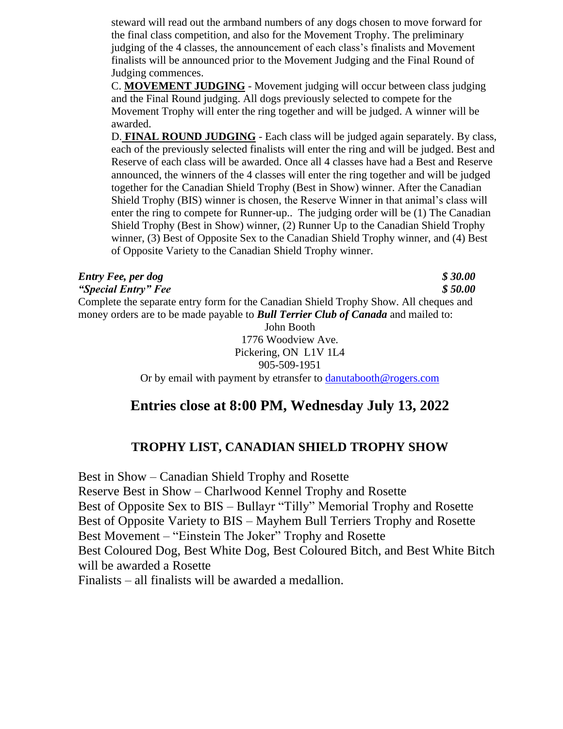steward will read out the armband numbers of any dogs chosen to move forward for the final class competition, and also for the Movement Trophy. The preliminary judging of the 4 classes, the announcement of each class's finalists and Movement finalists will be announced prior to the Movement Judging and the Final Round of Judging commences.

C. **MOVEMENT JUDGING** - Movement judging will occur between class judging and the Final Round judging. All dogs previously selected to compete for the Movement Trophy will enter the ring together and will be judged. A winner will be awarded.

D. **FINAL ROUND JUDGING** - Each class will be judged again separately. By class, each of the previously selected finalists will enter the ring and will be judged. Best and Reserve of each class will be awarded. Once all 4 classes have had a Best and Reserve announced, the winners of the 4 classes will enter the ring together and will be judged together for the Canadian Shield Trophy (Best in Show) winner. After the Canadian Shield Trophy (BIS) winner is chosen, the Reserve Winner in that animal's class will enter the ring to compete for Runner-up.. The judging order will be (1) The Canadian Shield Trophy (Best in Show) winner, (2) Runner Up to the Canadian Shield Trophy winner, (3) Best of Opposite Sex to the Canadian Shield Trophy winner, and (4) Best of Opposite Variety to the Canadian Shield Trophy winner.

***Entry Fee, per dog*** ***$ 30.00***
***"Special Entry" Fee*** ***$ 50.00***

Complete the separate entry form for the Canadian Shield Trophy Show. All cheques and money orders are to be made payable to ***Bull Terrier Club of Canada*** and mailed to:

John Booth
1776 Woodview Ave.
Pickering, ON L1V 1L4
905-509-1951

Or by email with payment by etransfer to danutabooth@rogers.com

## Entries close at 8:00 PM, Wednesday July 13, 2022

### TROPHY LIST, CANADIAN SHIELD TROPHY SHOW

Best in Show – Canadian Shield Trophy and Rosette
Reserve Best in Show – Charlwood Kennel Trophy and Rosette
Best of Opposite Sex to BIS – Bullayr "Tilly" Memorial Trophy and Rosette
Best of Opposite Variety to BIS – Mayhem Bull Terriers Trophy and Rosette
Best Movement – "Einstein The Joker" Trophy and Rosette
Best Coloured Dog, Best White Dog, Best Coloured Bitch, and Best White Bitch will be awarded a Rosette
Finalists – all finalists will be awarded a medallion.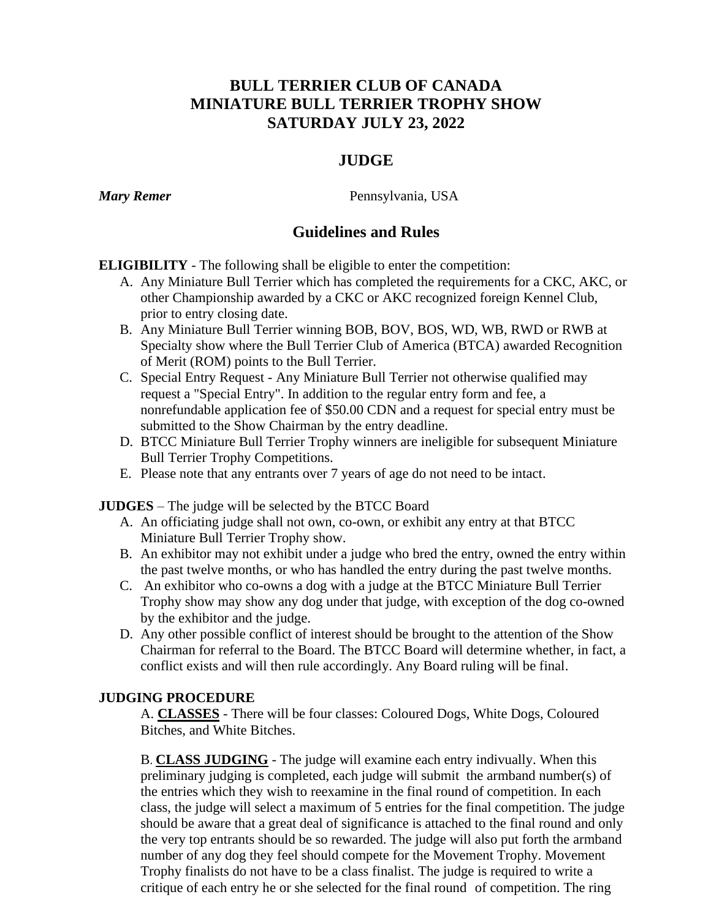# BULL TERRIER CLUB OF CANADA
# MINIATURE BULL TERRIER TROPHY SHOW
# SATURDAY JULY 23, 2022

## JUDGE

***Mary Remer*** Pennsylvania, USA

## Guidelines and Rules

**ELIGIBILITY** - The following shall be eligible to enter the competition:

A. Any Miniature Bull Terrier which has completed the requirements for a CKC, AKC, or other Championship awarded by a CKC or AKC recognized foreign Kennel Club, prior to entry closing date.
B. Any Miniature Bull Terrier winning BOB, BOV, BOS, WD, WB, RWD or RWB at Specialty show where the Bull Terrier Club of America (BTCA) awarded Recognition of Merit (ROM) points to the Bull Terrier.
C. Special Entry Request - Any Miniature Bull Terrier not otherwise qualified may request a "Special Entry". In addition to the regular entry form and fee, a nonrefundable application fee of $50.00 CDN and a request for special entry must be submitted to the Show Chairman by the entry deadline.
D. BTCC Miniature Bull Terrier Trophy winners are ineligible for subsequent Miniature Bull Terrier Trophy Competitions.
E. Please note that any entrants over 7 years of age do not need to be intact.

**JUDGES** – The judge will be selected by the BTCC Board

A. An officiating judge shall not own, co-own, or exhibit any entry at that BTCC Miniature Bull Terrier Trophy show.
B. An exhibitor may not exhibit under a judge who bred the entry, owned the entry within the past twelve months, or who has handled the entry during the past twelve months.
C. An exhibitor who co-owns a dog with a judge at the BTCC Miniature Bull Terrier Trophy show may show any dog under that judge, with exception of the dog co-owned by the exhibitor and the judge.
D. Any other possible conflict of interest should be brought to the attention of the Show Chairman for referral to the Board. The BTCC Board will determine whether, in fact, a conflict exists and will then rule accordingly. Any Board ruling will be final.

**JUDGING PROCEDURE**

A. **CLASSES** - There will be four classes: Coloured Dogs, White Dogs, Coloured Bitches, and White Bitches.

B. **CLASS JUDGING** - The judge will examine each entry indivually. When this preliminary judging is completed, each judge will submit the armband number(s) of the entries which they wish to reexamine in the final round of competition. In each class, the judge will select a maximum of 5 entries for the final competition. The judge should be aware that a great deal of significance is attached to the final round and only the very top entrants should be so rewarded. The judge will also put forth the armband number of any dog they feel should compete for the Movement Trophy. Movement Trophy finalists do not have to be a class finalist. The judge is required to write a critique of each entry he or she selected for the final round of competition. The ring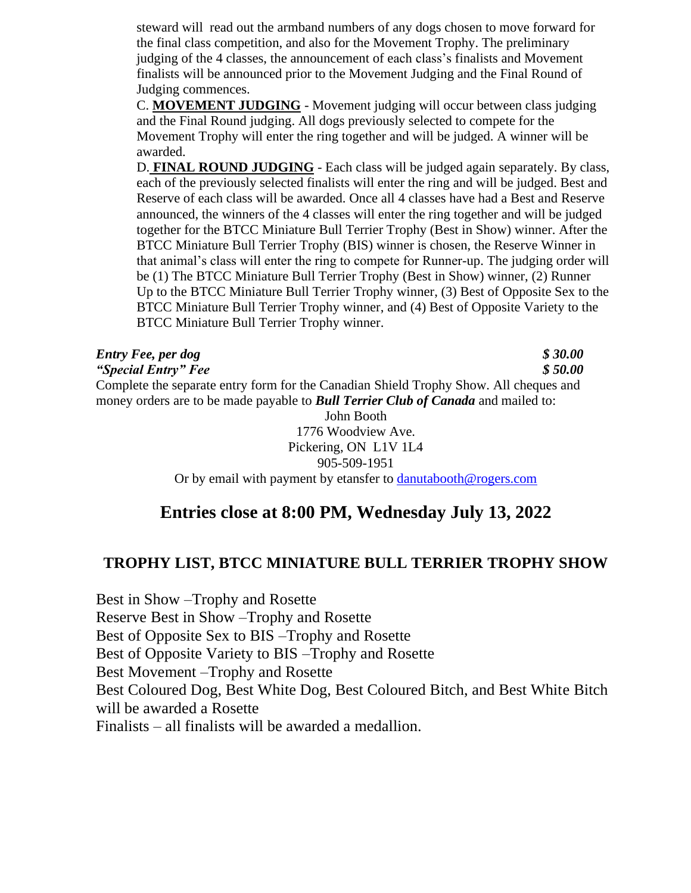steward will read out the armband numbers of any dogs chosen to move forward for the final class competition, and also for the Movement Trophy. The preliminary judging of the 4 classes, the announcement of each class's finalists and Movement finalists will be announced prior to the Movement Judging and the Final Round of Judging commences.

C. **MOVEMENT JUDGING** - Movement judging will occur between class judging and the Final Round judging. All dogs previously selected to compete for the Movement Trophy will enter the ring together and will be judged. A winner will be awarded.

D. **FINAL ROUND JUDGING** - Each class will be judged again separately. By class, each of the previously selected finalists will enter the ring and will be judged. Best and Reserve of each class will be awarded. Once all 4 classes have had a Best and Reserve announced, the winners of the 4 classes will enter the ring together and will be judged together for the BTCC Miniature Bull Terrier Trophy (Best in Show) winner. After the BTCC Miniature Bull Terrier Trophy (BIS) winner is chosen, the Reserve Winner in that animal's class will enter the ring to compete for Runner-up. The judging order will be (1) The BTCC Miniature Bull Terrier Trophy (Best in Show) winner, (2) Runner Up to the BTCC Miniature Bull Terrier Trophy winner, (3) Best of Opposite Sex to the BTCC Miniature Bull Terrier Trophy winner, and (4) Best of Opposite Variety to the BTCC Miniature Bull Terrier Trophy winner.

***Entry Fee, per dog*** ***$ 30.00***
***"Special Entry" Fee*** ***$ 50.00***

Complete the separate entry form for the Canadian Shield Trophy Show. All cheques and money orders are to be made payable to ***Bull Terrier Club of Canada*** and mailed to:

John Booth
1776 Woodview Ave.
Pickering, ON L1V 1L4
905-509-1951
Or by email with payment by etansfer to danutabooth@rogers.com

## Entries close at 8:00 PM, Wednesday July 13, 2022

### TROPHY LIST, BTCC MINIATURE BULL TERRIER TROPHY SHOW

Best in Show –Trophy and Rosette
Reserve Best in Show –Trophy and Rosette
Best of Opposite Sex to BIS –Trophy and Rosette
Best of Opposite Variety to BIS –Trophy and Rosette
Best Movement –Trophy and Rosette
Best Coloured Dog, Best White Dog, Best Coloured Bitch, and Best White Bitch will be awarded a Rosette
Finalists – all finalists will be awarded a medallion.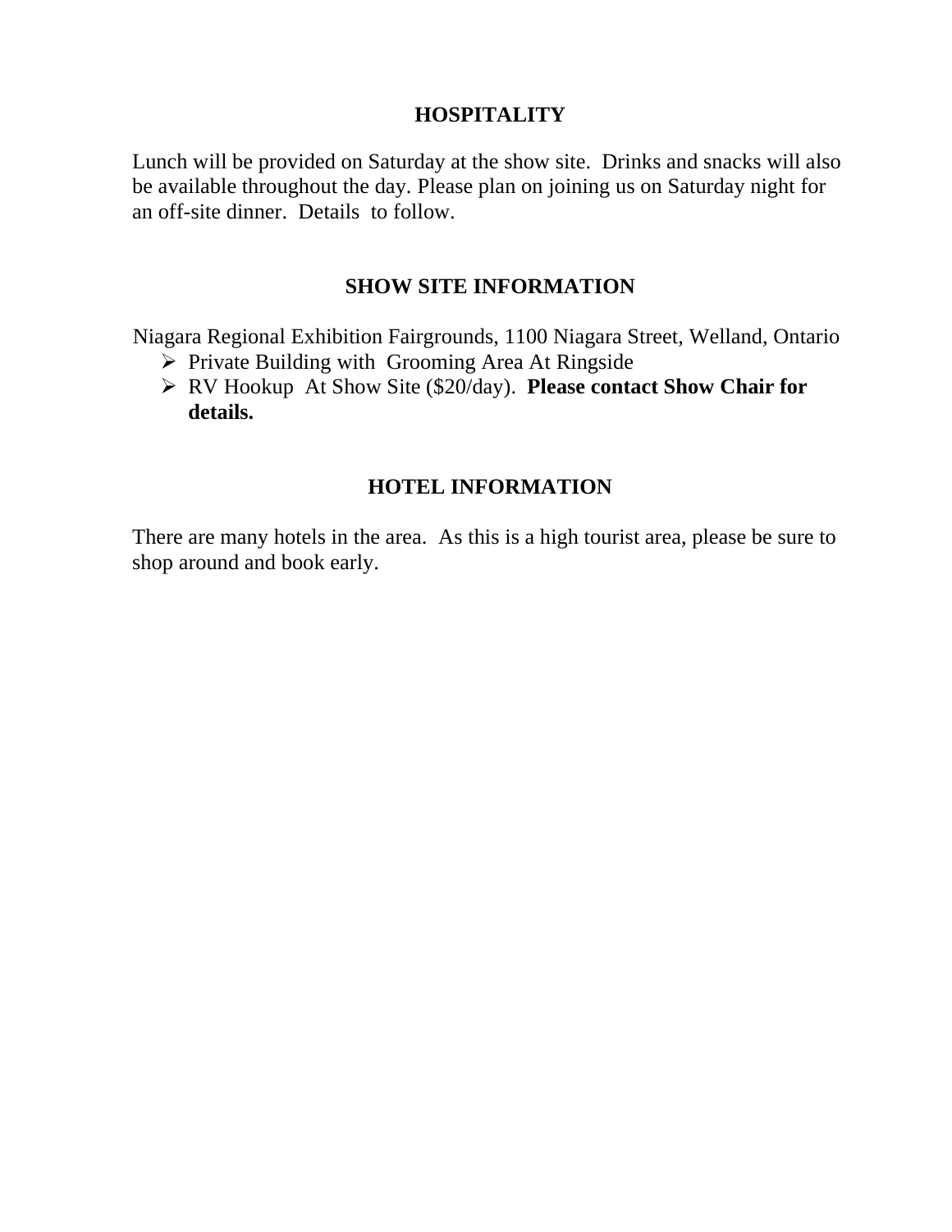## HOSPITALITY

Lunch will be provided on Saturday at the show site. Drinks and snacks will also be available throughout the day. Please plan on joining us on Saturday night for an off-site dinner. Details to follow.

## SHOW SITE INFORMATION

Niagara Regional Exhibition Fairgrounds, 1100 Niagara Street, Welland, Ontario

- Private Building with Grooming Area At Ringside
- RV Hookup At Show Site ($20/day). **Please contact Show Chair for details.**

## HOTEL INFORMATION

There are many hotels in the area. As this is a high tourist area, please be sure to shop around and book early.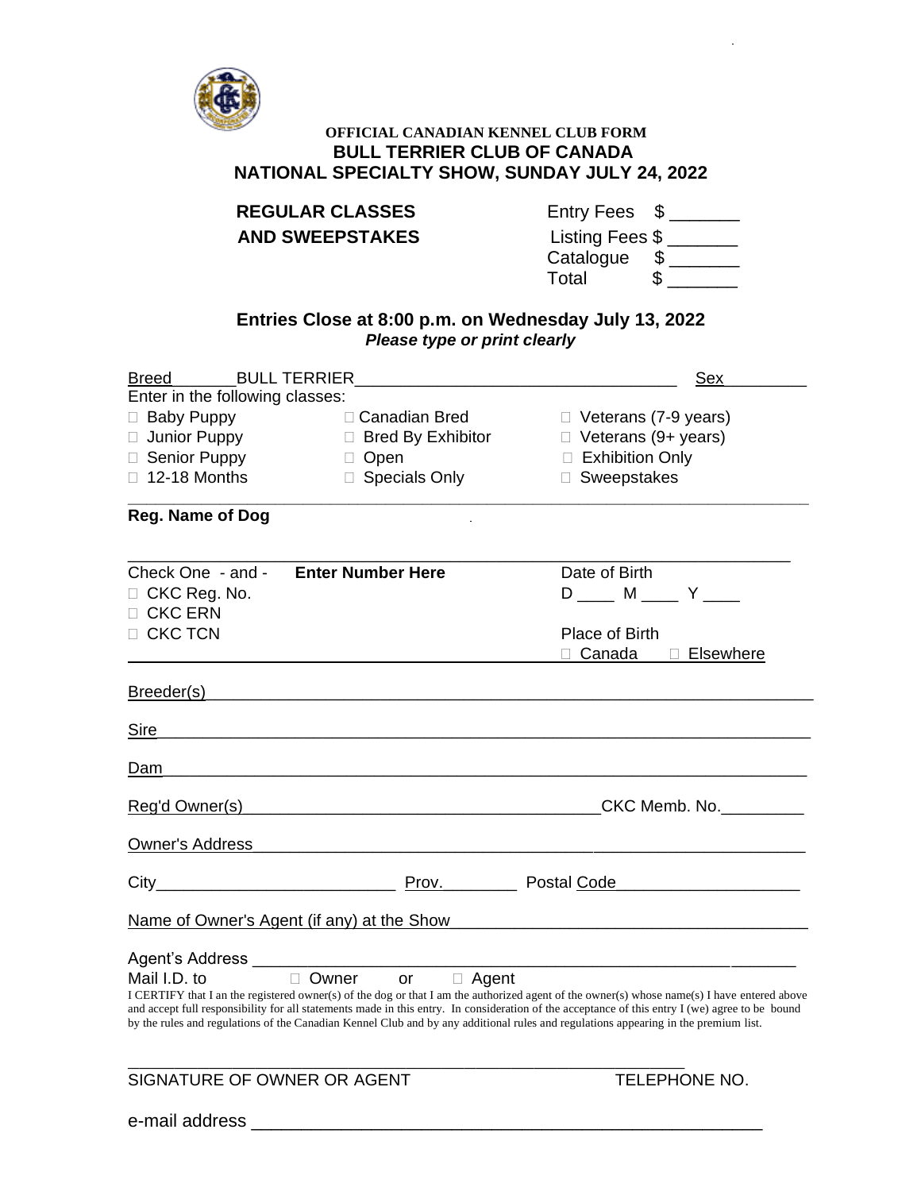**OFFICIAL CANADIAN KENNEL CLUB FORM**

**BULL TERRIER CLUB OF CANADA**

**NATIONAL SPECIALTY SHOW, SUNDAY JULY 24, 2022**

**REGULAR CLASSES AND SWEEPSTAKES**

Entry Fees $ _______
Listing Fees $ _______
Catalogue $ _______
Total $ _______

**Entries Close at 8:00 p.m. on Wednesday July 13, 2022**

***Please type or print clearly***

Breed _______BULL TERRIER___________________________________ Sex_________

Enter in the following classes:

| | | |
|---|---|---|
| ☐ Baby Puppy | ☐ Canadian Bred | ☐ Veterans (7-9 years) |
| ☐ Junior Puppy | ☐ Bred By Exhibitor | ☐ Veterans (9+ years) |
| ☐ Senior Puppy | ☐ Open | ☐ Exhibition Only |
| ☐ 12-18 Months | ☐ Specials Only | ☐ Sweepstakes |

**Reg. Name of Dog**

___________________________________________________________________

Check One - and - **Enter Number Here**
☐ CKC Reg. No.
☐ CKC ERN
☐ CKC TCN

Date of Birth
D ____ M ____ Y ____

Place of Birth
☐ Canada ☐ Elsewhere

Breeder(s)_________________________________________________________________

Sire_____________________________________________________________________

Dam____________________________________________________________________

Reg'd Owner(s)________________________________________CKC Memb. No._________

Owner's Address______________________________________________________________

City__________________________ Prov.________ Postal Code____________________

Name of Owner's Agent (if any) at the Show______________________________________

Agent's Address _______________________________________________________________

Mail I.D. to ☐ Owner or ☐ Agent

I CERTIFY that I an the registered owner(s) of the dog or that I am the authorized agent of the owner(s) whose name(s) I have entered above and accept full responsibility for all statements made in this entry. In consideration of the acceptance of this entry I (we) agree to be bound by the rules and regulations of the Canadian Kennel Club and by any additional rules and regulations appearing in the premium list.

_______________________________________________________________

SIGNATURE OF OWNER OR AGENT TELEPHONE NO.

e-mail address ______________________________________________________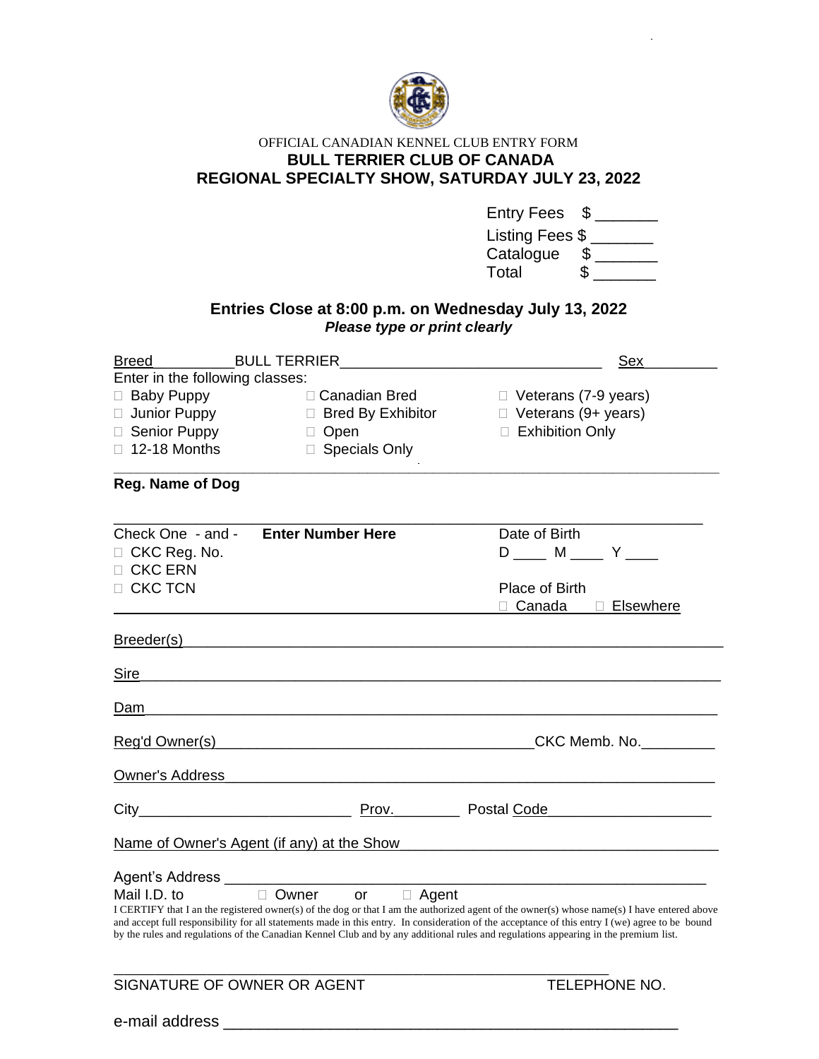OFFICIAL CANADIAN KENNEL CLUB ENTRY FORM

**BULL TERRIER CLUB OF CANADA**

**REGIONAL SPECIALTY SHOW, SATURDAY JULY 23, 2022**

Entry Fees $ _______

Listing Fees $ _______

Catalogue $ _______

Total $ _______

**Entries Close at 8:00 p.m. on Wednesday July 13, 2022**

***Please type or print clearly***

Breed __________BULL TERRIER_________________________________ Sex_________

Enter in the following classes:

| | | |
|---|---|---|
| ☐ Baby Puppy | ☐ Canadian Bred | ☐ Veterans (7-9 years) |
| ☐ Junior Puppy | ☐ Bred By Exhibitor | ☐ Veterans (9+ years) |
| ☐ Senior Puppy | ☐ Open | ☐ Exhibition Only |
| ☐ 12-18 Months | ☐ Specials Only | |

**Reg. Name of Dog**

_____________________________________________________________________________

Check One - and - **Enter Number Here**

☐ CKC Reg. No.

☐ CKC ERN

☐ CKC TCN

Date of Birth

D ____ M ____ Y ____

Place of Birth

☐ Canada ☐ Elsewhere

Breeder(s)_____________________________________________________________________

Sire__________________________________________________________________________

Dam__________________________________________________________________________

Reg'd Owner(s)________________________________________CKC Memb. No._________

Owner's Address_______________________________________________________________

City__________________________ Prov.________ Postal Code____________________

Name of Owner's Agent (if any) at the Show_______________________________________

Agent's Address ________________________________________________________________

Mail I.D. to ☐ Owner or ☐ Agent

I CERTIFY that I an the registered owner(s) of the dog or that I am the authorized agent of the owner(s) whose name(s) I have entered above and accept full responsibility for all statements made in this entry. In consideration of the acceptance of this entry I (we) agree to be bound by the rules and regulations of the Canadian Kennel Club and by any additional rules and regulations appearing in the premium list.

_______________________________________________________________

SIGNATURE OF OWNER OR AGENT TELEPHONE NO.

e-mail address ________________________________________________________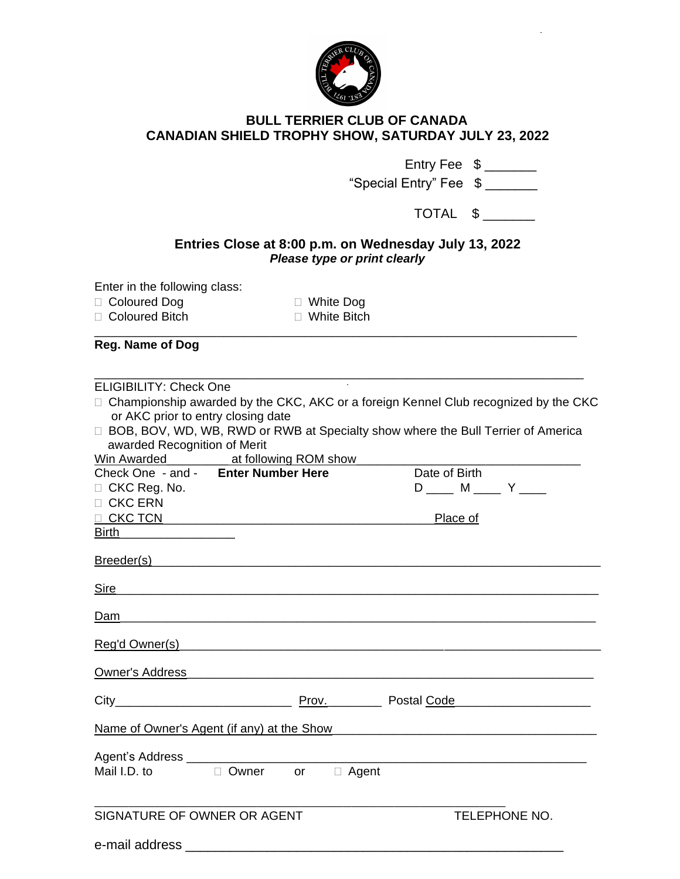# BULL TERRIER CLUB OF CANADA
## CANADIAN SHIELD TROPHY SHOW, SATURDAY JULY 23, 2022

Entry Fee $ _______

"Special Entry" Fee $ _______

TOTAL $ _______

**Entries Close at 8:00 p.m. on Wednesday July 13, 2022**

***Please type or print clearly***

Enter in the following class:

☐ Coloured Dog ☐ White Dog

☐ Coloured Bitch ☐ White Bitch

_______________________________________________________________

**Reg. Name of Dog**

_______________________________________________________________

ELIGIBILITY: Check One

☐ Championship awarded by the CKC, AKC or a foreign Kennel Club recognized by the CKC or AKC prior to entry closing date

☐ BOB, BOV, WD, WB, RWD or RWB at Specialty show where the Bull Terrier of America awarded Recognition of Merit

Win Awarded __________ at following ROM show ______________________________

Check One - and - **Enter Number Here** Date of Birth

☐ CKC Reg. No. D ____ M ____ Y ____

☐ CKC ERN

☐ CKC TCN ______________________________ Place of Birth _______________

Breeder(s) _______________________________________________________________

Sire _______________________________________________________________

Dam _______________________________________________________________

Reg'd Owner(s) _______________________________________________________________

Owner's Address _______________________________________________________________

City __________________________ Prov. ________ Postal Code ____________________

Name of Owner's Agent (if any) at the Show ____________________________________

Agent's Address _______________________________________________________________

Mail I.D. to ☐ Owner or ☐ Agent

_______________________________________________________________

SIGNATURE OF OWNER OR AGENT TELEPHONE NO.

e-mail address _______________________________________________________________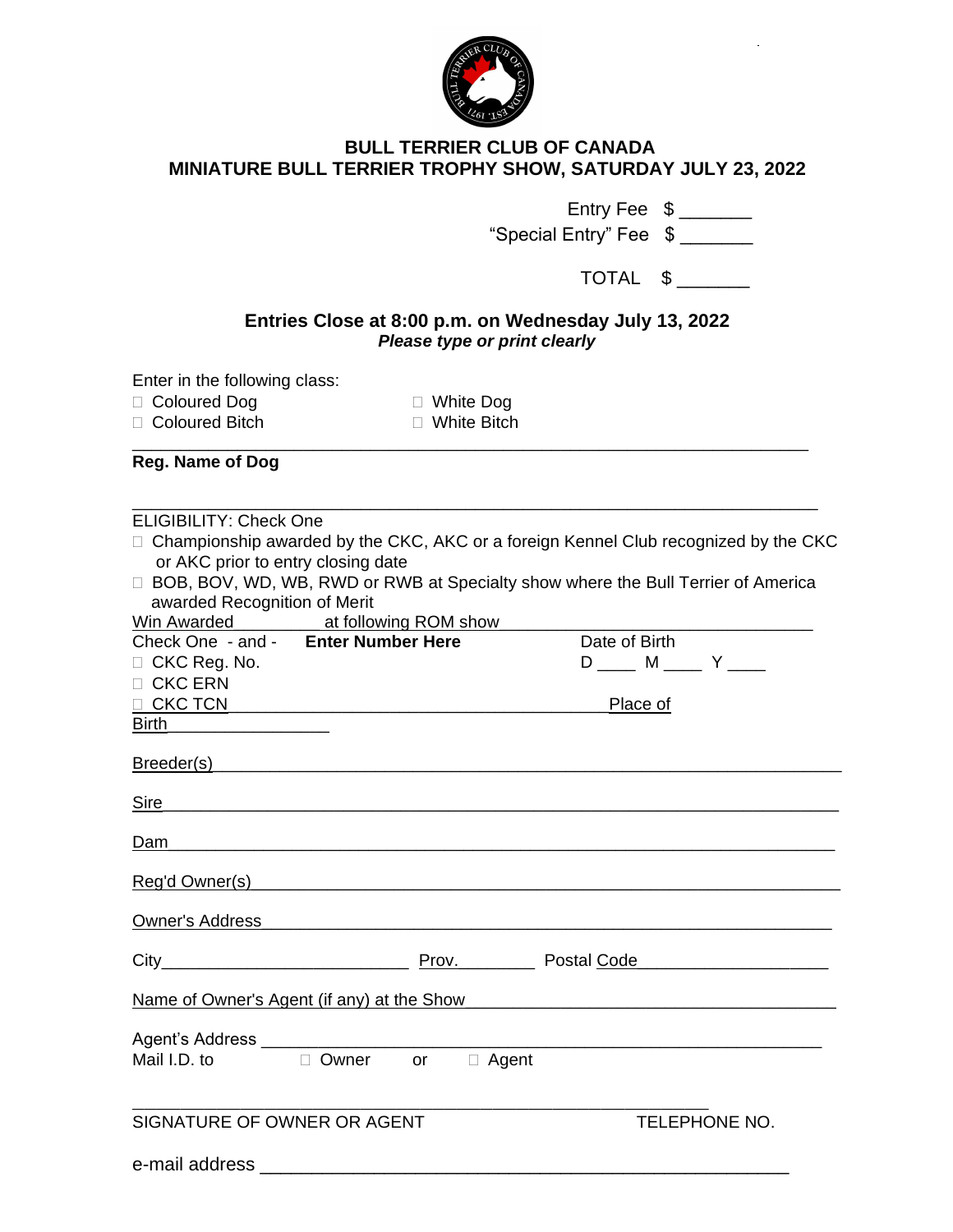## BULL TERRIER CLUB OF CANADA
## MINIATURE BULL TERRIER TROPHY SHOW, SATURDAY JULY 23, 2022

Entry Fee $ _______

"Special Entry" Fee $ _______

TOTAL $ _______

**Entries Close at 8:00 p.m. on Wednesday July 13, 2022**

***Please type or print clearly***

Enter in the following class:

- ☐ Coloured Dog
- ☐ Coloured Bitch
- ☐ White Dog
- ☐ White Bitch

**Reg. Name of Dog**

ELIGIBILITY: Check One

- ☐ Championship awarded by the CKC, AKC or a foreign Kennel Club recognized by the CKC or AKC prior to entry closing date
- ☐ BOB, BOV, WD, WB, RWD or RWB at Specialty show where the Bull Terrier of America awarded Recognition of Merit

Win Awarded __________ at following ROM show ______________________________

Check One - and - **Enter Number Here**

- ☐ CKC Reg. No.
- ☐ CKC ERN
- ☐ CKC TCN ________________________________________

Date of Birth D ____ M ____ Y ____

Place of Birth ________________

Breeder(s) ________________________________________________________________

Sire ________________________________________________________________

Dam ________________________________________________________________

Reg'd Owner(s) ________________________________________________________________

Owner's Address ________________________________________________________________

City __________________________ Prov. ________ Postal Code ____________________

Name of Owner's Agent (if any) at the Show ______________________________________

Agent's Address ________________________________________________________________

Mail I.D. to ☐ Owner or ☐ Agent

____________________________________________________________

SIGNATURE OF OWNER OR AGENT TELEPHONE NO.

e-mail address ______________________________________________________